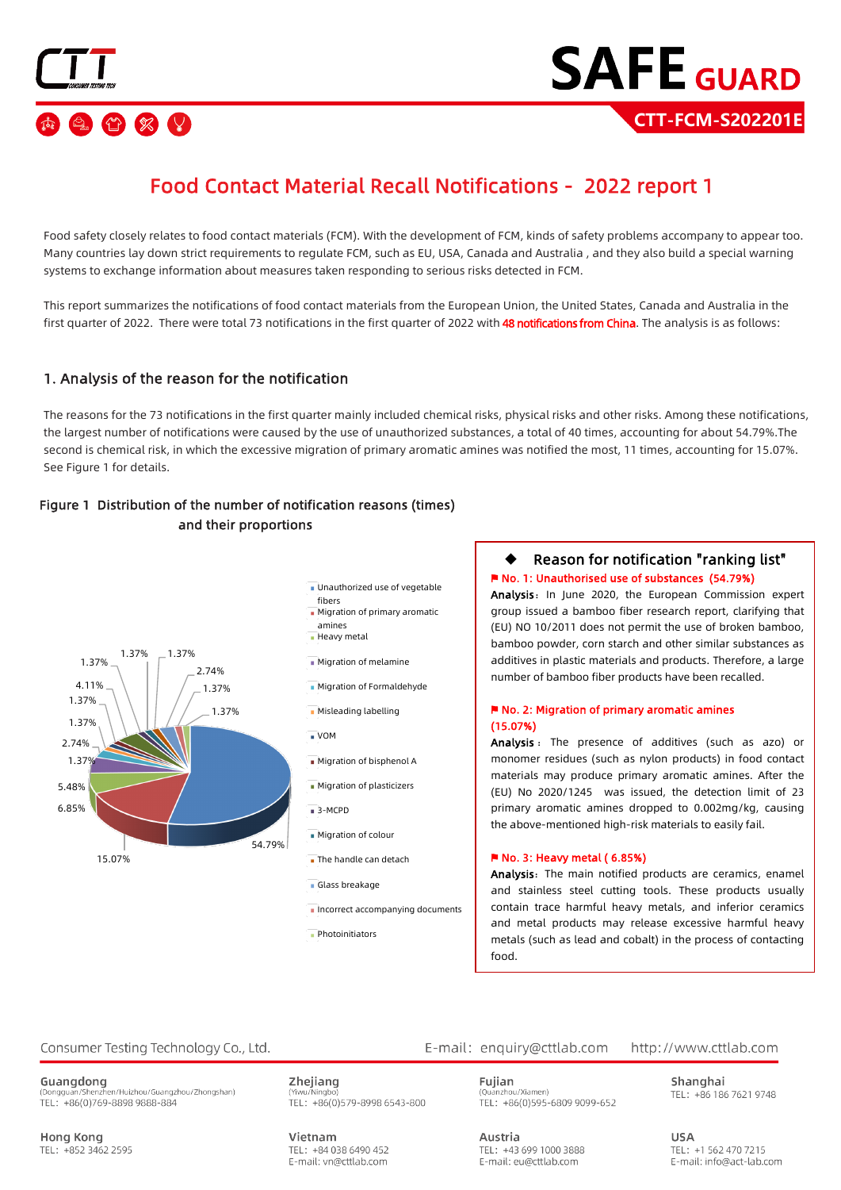# SAFE GUARD

**CTT-FCM-S202201E**

## Food Contact Material Recall Notifications - 2022 report 1

Food safety closely relates to food contact materials (FCM). With the development of FCM, kinds of safety problems accompany to appear too. Many countries lay down strict requirements to regulate FCM, such as EU, USA, Canada and Australia , and they also build a special warning systems to exchange information about measures taken responding to serious risks detected in FCM.

This report summarizes the notifications of food contact materials from the European Union, the United States, Canada and Australia in the first quarter of 2022. There were total 73 notifications in the first quarter of 2022 with 48 notifications from China. The analysis is as follows:

### 1. Analysis of the reason for the notification

The reasons for the 73 notifications in the first quarter mainly included chemical risks, physical risks and other risks. Among these notifications, the largest number of notifications were caused by the use of unauthorized substances, a total of 40 times, accounting for about 54.79%.The second is chemical risk, in which the excessive migration of primary aromatic amines was notified the most, 11 times, accounting for 15.07%. See Figure 1 for details.

**Figure 1 Distribution of the number of notification reasons (times) and their proportions**

Legend: Unauthorized use of vegetable fibers; Migration of primary aromatic amines; Heavy metal; Migration of melamine; Migration of Formaldehyde; Misleading labelling; VOM; Migration of bisphenol A; Migration of plasticizers; 3-MCPD; Migration of colour; The handle can detach; Glass breakage; Incorrect accompanying documents; Photoinitiators

Chart values: 54.79%, 15.07%, 6.85%, 5.48%, 1.37%, 2.74%, 1.37%, 1.37%, 4.11%, 1.37%, 1.37%, 1.37%, 2.74%, 1.37%, 1.37%

**◆ Reason for notification "ranking list"**

**No. 1: Unauthorised use of substances (54.79%)**

**Analysis**: In June 2020, the European Commission expert group issued a bamboo fiber research report, clarifying that (EU) NO 10/2011 does not permit the use of broken bamboo, bamboo powder, corn starch and other similar substances as additives in plastic materials and products. Therefore, a large number of bamboo fiber products have been recalled.

**No. 2: Migration of primary aromatic amines (15.07%)**

**Analysis**: The presence of additives (such as azo) or monomer residues (such as nylon products) in food contact materials may produce primary aromatic amines. After the (EU) No 2020/1245 was issued, the detection limit of 23 primary aromatic amines dropped to 0.002mg/kg, causing the above-mentioned high-risk materials to easily fail.

**No. 3: Heavy metal ( 6.85%)**

**Analysis**: The main notified products are ceramics, enamel and stainless steel cutting tools. These products usually contain trace harmful heavy metals, and inferior ceramics and metal products may release excessive harmful heavy metals (such as lead and cobalt) in the process of contacting food.

Consumer Testing Technology Co., Ltd. E-mail: enquiry@cttlab.com http://www.cttlab.com

**Guangdong** (Dongguan/Shenzhen/Huizhou/Guangzhou/Zhongshan) TEL: +86(0)769-8898 9888-884

**Zhejiang** (Yiwu/Ningbo) TEL: +86(0)579-8998 6543-800

**Fujian** (Quanzhou/Xiamen) TEL: +86(0)595-6809 9099-652

**Shanghai** TEL: +86 186 7621 9748

**Hong Kong** TEL: +852 3462 2595

**Vietnam** TEL: +84 038 6490 452 E-mail: vn@cttlab.com

**Austria** TEL: +43 699 1000 3888 E-mail: eu@cttlab.com

**USA** TEL: +1 562 470 7215 E-mail: info@act-lab.com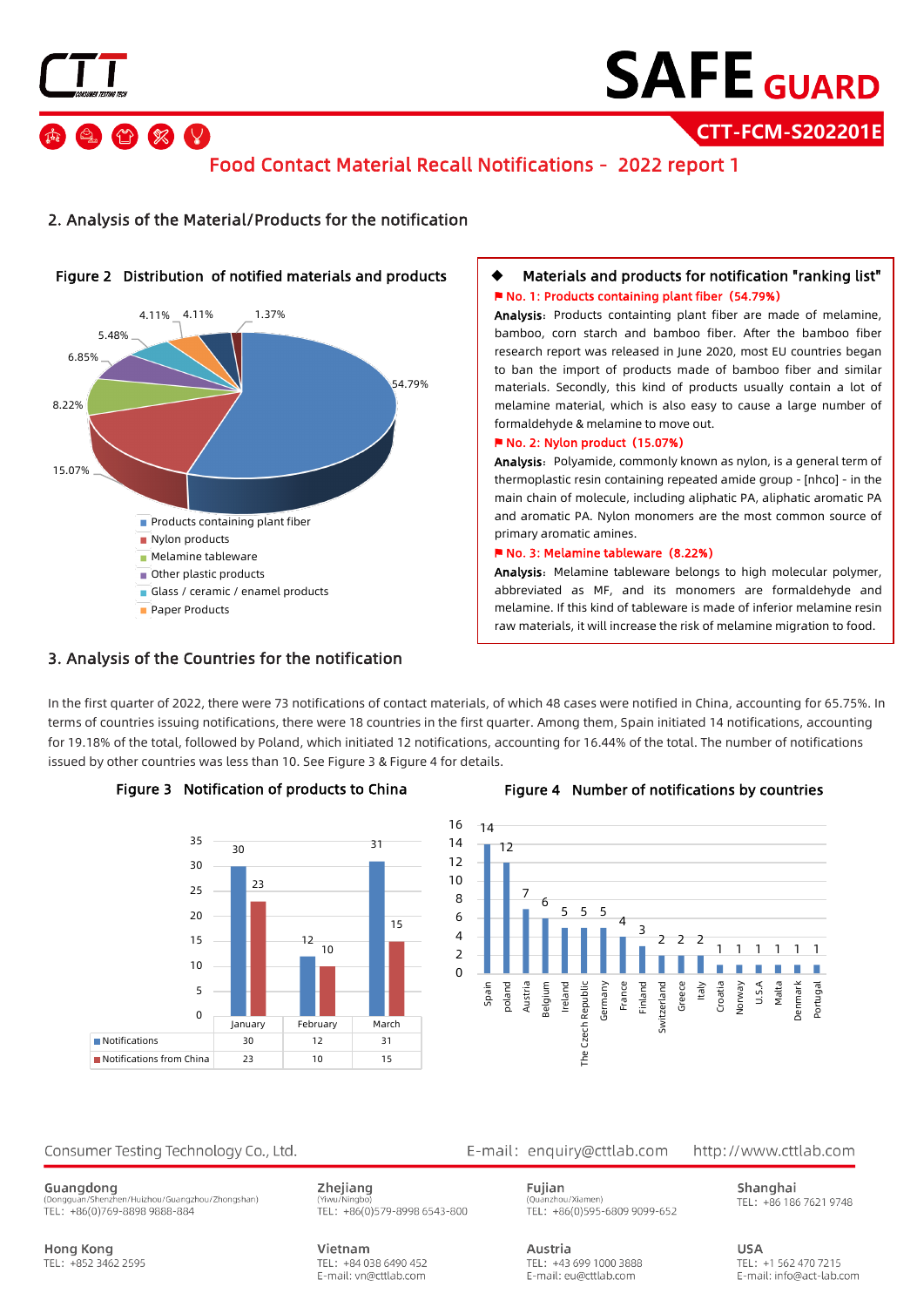## 2. Analysis of the Material/Products for the notification

**Figure 2 Distribution of notified materials and products**

| Category | Percentage |
|---|---|
| Products containing plant fiber | 54.79% |
| Nylon products | 15.07% |
| Melamine tableware | 8.22% |
| Other plastic products | 6.85% |
| Glass / ceramic / enamel products | 5.48% |
| Paper Products | 4.11% |
| | 4.11% |
| | 1.37% |

◆ **Materials and products for notification "ranking list"**

**No. 1: Products containing plant fiber (54.79%)**

**Analysis**: Products containting plant fiber are made of melamine, bamboo, corn starch and bamboo fiber. After the bamboo fiber research report was released in June 2020, most EU countries began to ban the import of products made of bamboo fiber and similar materials. Secondly, this kind of products usually contain a lot of melamine material, which is also easy to cause a large number of formaldehyde & melamine to move out.

**No. 2: Nylon product (15.07%)**

**Analysis**: Polyamide, commonly known as nylon, is a general term of thermoplastic resin containing repeated amide group - [nhco] - in the main chain of molecule, including aliphatic PA, aliphatic aromatic PA and aromatic PA. Nylon monomers are the most common source of primary aromatic amines.

**No. 3: Melamine tableware (8.22%)**

**Analysis**: Melamine tableware belongs to high molecular polymer, abbreviated as MF, and its monomers are formaldehyde and melamine. If this kind of tableware is made of inferior melamine resin raw materials, it will increase the risk of melamine migration to food.

## 3. Analysis of the Countries for the notification

In the first quarter of 2022, there were 73 notifications of contact materials, of which 48 cases were notified in China, accounting for 65.75%. In terms of countries issuing notifications, there were 18 countries in the first quarter. Among them, Spain initiated 14 notifications, accounting for 19.18% of the total, followed by Poland, which initiated 12 notifications, accounting for 16.44% of the total. The number of notifications issued by other countries was less than 10. See Figure 3 & Figure 4 for details.

**Figure 3 Notification of products to China**

| | January | February | March |
|---|---|---|---|
| Notifications | 30 | 12 | 31 |
| Notifications from China | 23 | 10 | 15 |

**Figure 4 Number of notifications by countries**

| Country | Number |
|---|---|
| Spain | 14 |
| poland | 12 |
| Austria | 7 |
| Belgium | 6 |
| Ireland | 5 |
| The Czech Republic | 5 |
| Germany | 5 |
| France | 4 |
| Finland | 3 |
| Switzerland | 2 |
| Greece | 2 |
| Italy | 2 |
| Croatia | 1 |
| Norway | 1 |
| U.S.A | 1 |
| Malta | 1 |
| Denmark | 1 |
| Portugal | 1 |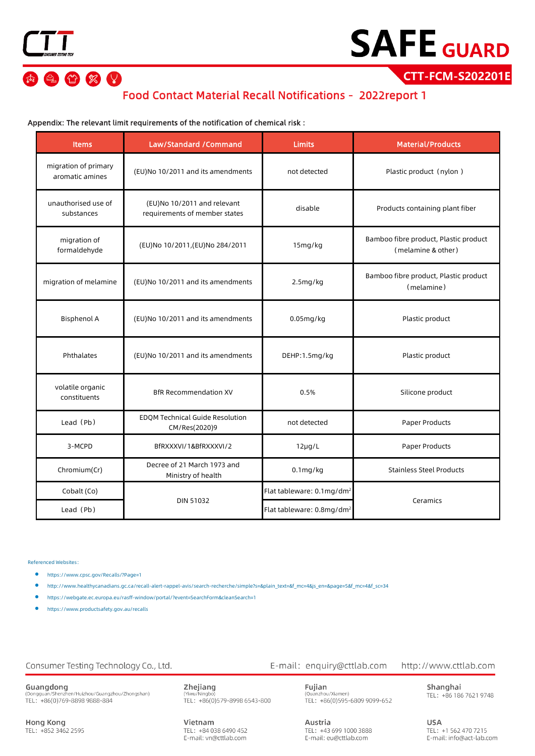# Food Contact Material Recall Notifications - 2022report 1

Appendix: The relevant limit requirements of the notification of chemical risk :

| Items | Law/Standard /Command | Limits | Material/Products |
|---|---|---|---|
| migration of primary aromatic amines | (EU)No 10/2011 and its amendments | not detected | Plastic product（nylon） |
| unauthorised use of substances | (EU)No 10/2011 and relevant requirements of member states | disable | Products containing plant fiber |
| migration of formaldehyde | (EU)No 10/2011,(EU)No 284/2011 | 15mg/kg | Bamboo fibre product, Plastic product（melamine & other） |
| migration of melamine | (EU)No 10/2011 and its amendments | 2.5mg/kg | Bamboo fibre product, Plastic product（melamine） |
| Bisphenol A | (EU)No 10/2011 and its amendments | 0.05mg/kg | Plastic product |
| Phthalates | (EU)No 10/2011 and its amendments | DEHP:1.5mg/kg | Plastic product |
| volatile organic constituents | BfR Recommendation XV | 0.5% | Silicone product |
| Lead（Pb） | EDQM Technical Guide Resolution CM/Res(2020)9 | not detected | Paper Products |
| 3-MCPD | BfRXXXVI/1&BfRXXXVI/2 | 12μg/L | Paper Products |
| Chromium(Cr) | Decree of 21 March 1973 and Ministry of health | 0.1mg/kg | Stainless Steel Products |
| Cobalt (Co) | DIN 51032 | Flat tableware: $0.1mg/dm^2$ | Ceramics |
| Lead（Pb） | | Flat tableware: $0.8mg/dm^2$ | |

Referenced Websites：

- https://www.cpsc.gov/Recalls/?Page=1
- http://www.healthycanadians.gc.ca/recall-alert-rappel-avis/search-recherche/simple?s=&plain_text=&f_mc=4&js_en=&page=5&f_mc=4&f_sc=34
- https://webgate.ec.europa.eu/rasff-window/portal/?event=SearchForm&cleanSearch=1
- https://www.productsafety.gov.au/recalls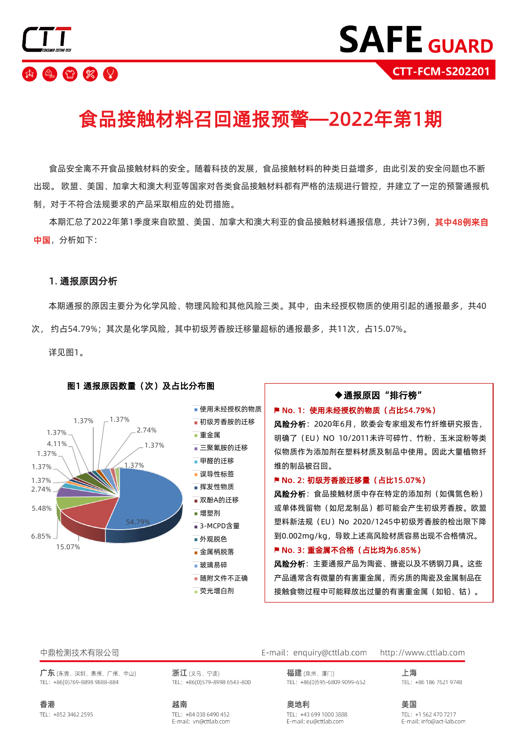# 食品接触材料召回通报预警—2022年第1期

食品安全离不开食品接触材料的安全。随着科技的发展，食品接触材料的种类日益增多，由此引发的安全问题也不断出现。 欧盟、美国、加拿大和澳大利亚等国家对各类食品接触材料都有严格的法规进行管控，并建立了一定的预警通报机制，对于不符合法规要求的产品采取相应的处罚措施。

本期汇总了2022年第1季度来自欧盟、美国、加拿大和澳大利亚的食品接触材料通报信息，共计73例，**其中48例来自中国**，分析如下：

## 1. 通报原因分析

本期通报的原因主要分为化学风险、物理风险和其他风险三类。其中，由未经授权物质的使用引起的通报最多，共40次， 约占54.79%；其次是化学风险，其中初级芳香胺迁移量超标的通报最多，共11次，占15.07%。

详见图1。

**图1 通报原因数量（次）及占比分布图**

- 使用未经授权的物质：54.79%
- 初级芳香胺的迁移：15.07%
- 重金属：6.85%
- 三聚氰胺的迁移：5.48%
- 甲醛的迁移：2.74%
- 误导性标签：1.37%
- 挥发性物质：1.37%
- 双酚A的迁移：1.37%
- 增塑剂：4.11%
- 3-MCPD含量：1.37%
- 外观脱色：1.37%
- 金属柄脱落：1.37%
- 玻璃易碎：2.74%
- 随附文件不正确：1.37%
- 荧光增白剂：1.37%

**◆通报原因"排行榜"**

**No. 1：使用未经授权的物质（占比54.79%）**

**风险分析**：2020年6月，欧委会专家组发布竹纤维研究报告，明确了（EU）NO 10/2011未许可碎竹、竹粉、玉米淀粉等类似物质作为添加剂在塑料材质及制品中使用。因此大量植物纤维的制品被召回。

**No. 2：初级芳香胺迁移量（占比15.07%）**

**风险分析**：食品接触材质中存在特定的添加剂（如偶氮色粉）或单体残留物（如尼龙制品）都可能会产生初级芳香胺。欧盟塑料新法规（EU）No 2020/1245中初级芳香胺的检出限下降到0.002mg/kg，导致上述高风险材质容易出现不合格情况。

**No. 3：重金属不合格（占比均为6.85%）**

**风险分析**：主要通报产品为陶瓷、搪瓷以及不锈钢刀具。这些产品通常含有微量的有害重金属，而劣质的陶瓷及金属制品在接触食物过程中可能释放出过量的有害重金属（如铅、钴）。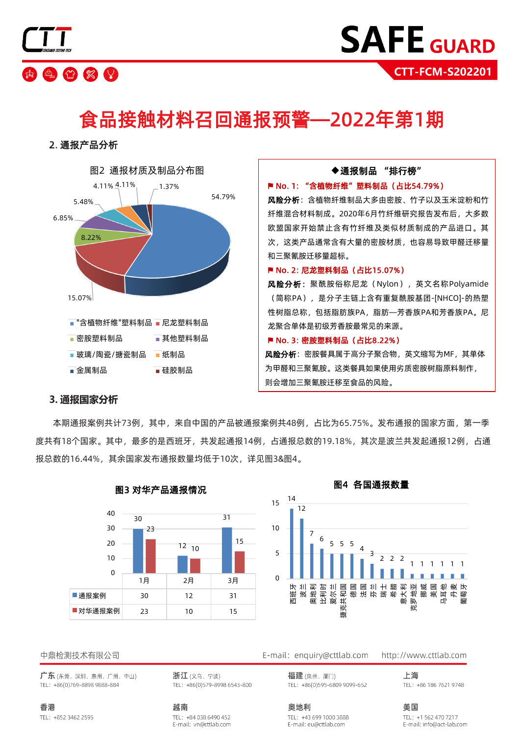# 食品接触材料召回通报预警—2022年第1期

## 2. 通报产品分析

图2 通报材质及制品分布图

| 材质及制品 | 占比 |
|---|---|
| "含植物纤维"塑料制品 | 54.79% |
| 尼龙塑料制品 | 15.07% |
| 密胺塑料制品 | 8.22% |
| 其他塑料制品 | 6.85% |
| 玻璃/陶瓷/搪瓷制品 | 5.48% |
| 纸制品 | 4.11% |
| 金属制品 | 4.11% |
| 硅胶制品 | 1.37% |

**◆通报制品 "排行榜"**

**No. 1: "含植物纤维"塑料制品（占比54.79%）**

**风险分析**：含植物纤维制品大多由密胺、竹子以及玉米淀粉和竹纤维混合材料制成。2020年6月竹纤维研究报告发布后，大多数欧盟国家开始禁止含有竹纤维及类似材质制成的产品进口。其次，这类产品通常含有大量的密胺材质，也容易导致甲醛迁移量和三聚氰胺迁移量超标。

**No. 2: 尼龙塑料制品（占比15.07%）**

**风险分析**：聚酰胺俗称尼龙（Nylon），英文名称Polyamide（简称PA），是分子主链上含有重复酰胺基团-[NHCO]-的热塑性树脂总称，包括脂肪族PA，脂肪—芳香族PA和芳香族PA。尼龙聚合单体是初级芳香胺最常见的来源。

**No. 3: 密胺塑料制品（占比8.22%）**

**风险分析**：密胺餐具属于高分子聚合物，英文缩写为MF，其单体为甲醛和三聚氰胺。这类餐具如果使用劣质密胺树脂原料制作，则会增加三聚氰胺迁移至食品的风险。

## 3. 通报国家分析

本期通报案例共计73例，其中，来自中国的产品被通报案例共48例，占比为65.75%。发布通报的国家方面，第一季度共有18个国家。其中，最多的是西班牙，共发起通报14例，占通报总数的19.18%，其次是波兰共发起通报12例，占通报总数的16.44%，其余国家发布通报数量均低于10次，详见图3&图4。

**图3 对华产品通报情况**

| | 1月 | 2月 | 3月 |
|---|---|---|---|
| 通报案例 | 30 | 12 | 31 |
| 对华通报案例 | 23 | 10 | 15 |

**图4 各国通报数量**

| 国家 | 通报数量 |
|---|---|
| 西班牙 | 14 |
| 波兰 | 12 |
| 奥地利 | 7 |
| 比利时 | 6 |
| 爱尔兰 | 5 |
| 捷克共和国 | 5 |
| 德国 | 5 |
| 法国 | 4 |
| 芬兰 | 3 |
| 瑞士 | 2 |
| 希腊 | 2 |
| 意大利 | 2 |
| 克罗地亚 | 1 |
| 挪威 | 1 |
| 美国 | 1 |
| 马耳他 | 1 |
| 丹麦 | 1 |
| 葡萄牙 | 1 |

中鼎检测技术有限公司

E-mail：enquiry@cttlab.com　http://www.cttlab.com

**广东**（东莞、深圳、惠州、广州、中山）TEL：+86(0)769-8898 9888-884

**浙江**（义乌、宁波）TEL：+86(0)579-8998 6543-800

**福建**（泉州、厦门）TEL：+86(0)595-6809 9099-652

**上海** TEL：+86 186 7621 9748

**香港** TEL：+852 3462 2595

**越南** TEL：+84 038 6490 452 E-mail：vn@cttlab.com

**奥地利** TEL：+43 699 1000 3888 E-mail：eu@cttlab.com

**美国** TEL：+1 562 470 7217 E-mail：info@act-lab.com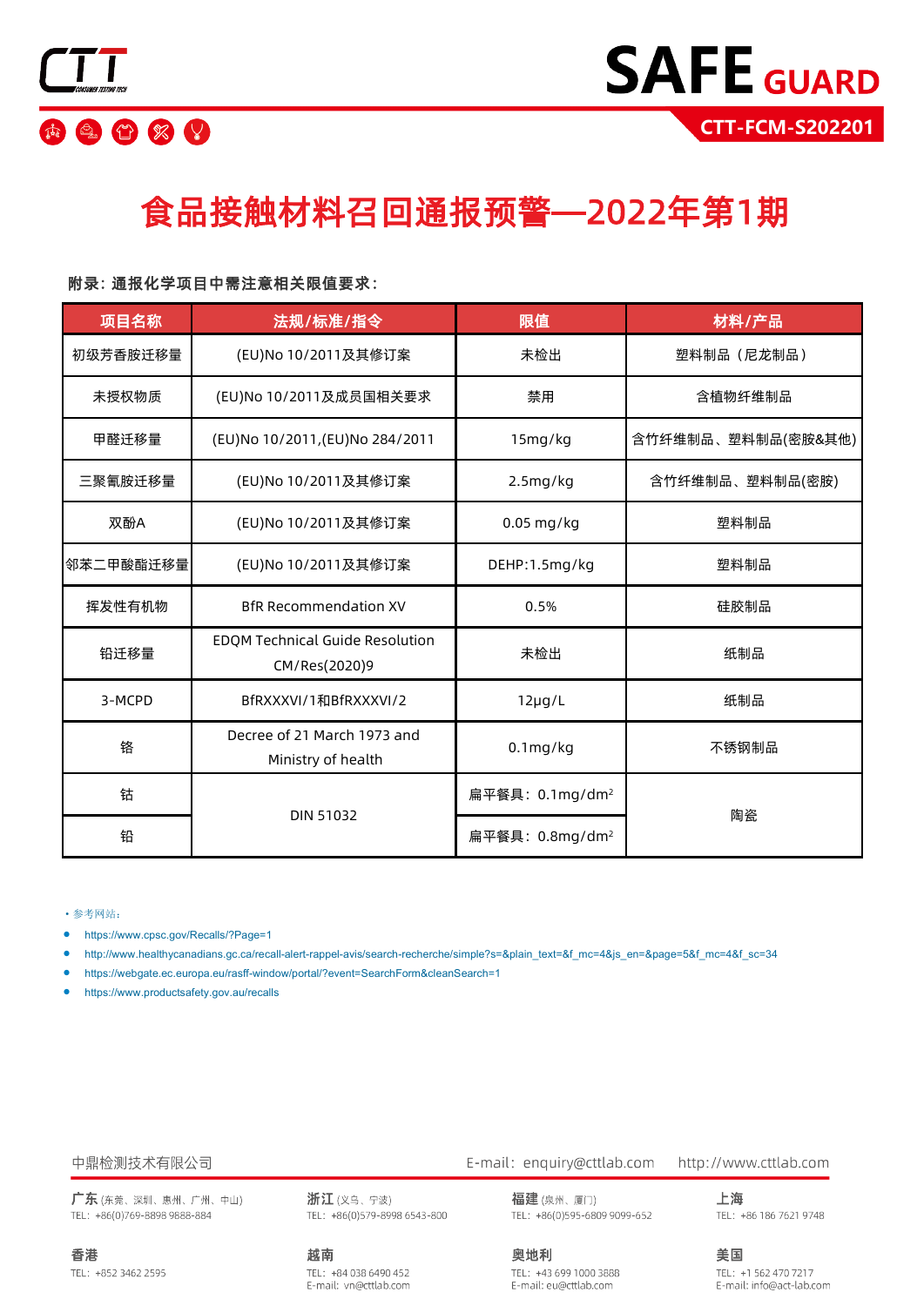# 食品接触材料召回通报预警—2022年第1期

**附录：通报化学项目中需注意相关限值要求：**

| 项目名称 | 法规/标准/指令 | 限值 | 材料/产品 |
|---|---|---|---|
| 初级芳香胺迁移量 | (EU)No 10/2011及其修订案 | 未检出 | 塑料制品（尼龙制品） |
| 未授权物质 | (EU)No 10/2011及成员国相关要求 | 禁用 | 含植物纤维制品 |
| 甲醛迁移量 | (EU)No 10/2011,(EU)No 284/2011 | 15mg/kg | 含竹纤维制品、塑料制品(密胺&其他) |
| 三聚氰胺迁移量 | (EU)No 10/2011及其修订案 | 2.5mg/kg | 含竹纤维制品、塑料制品(密胺) |
| 双酚A | (EU)No 10/2011及其修订案 | 0.05 mg/kg | 塑料制品 |
| 邻苯二甲酸酯迁移量 | (EU)No 10/2011及其修订案 | DEHP:1.5mg/kg | 塑料制品 |
| 挥发性有机物 | BfR Recommendation XV | 0.5% | 硅胶制品 |
| 铅迁移量 | EDQM Technical Guide Resolution CM/Res(2020)9 | 未检出 | 纸制品 |
| 3-MCPD | BfRXXXVI/1和BfRXXXVI/2 | 12μg/L | 纸制品 |
| 铬 | Decree of 21 March 1973 and Ministry of health | 0.1mg/kg | 不锈钢制品 |
| 钴 | DIN 51032 | 扁平餐具：0.1mg/dm$^2$ | 陶瓷 |
| 铅 | DIN 51032 | 扁平餐具：0.8mg/dm$^2$ | 陶瓷 |

• 参考网站：

- https://www.cpsc.gov/Recalls/?Page=1
- http://www.healthycanadians.gc.ca/recall-alert-rappel-avis/search-recherche/simple?s=&plain_text=&f_mc=4&js_en=&page=5&f_mc=4&f_sc=34
- https://webgate.ec.europa.eu/rasff-window/portal/?event=SearchForm&cleanSearch=1
- https://www.productsafety.gov.au/recalls